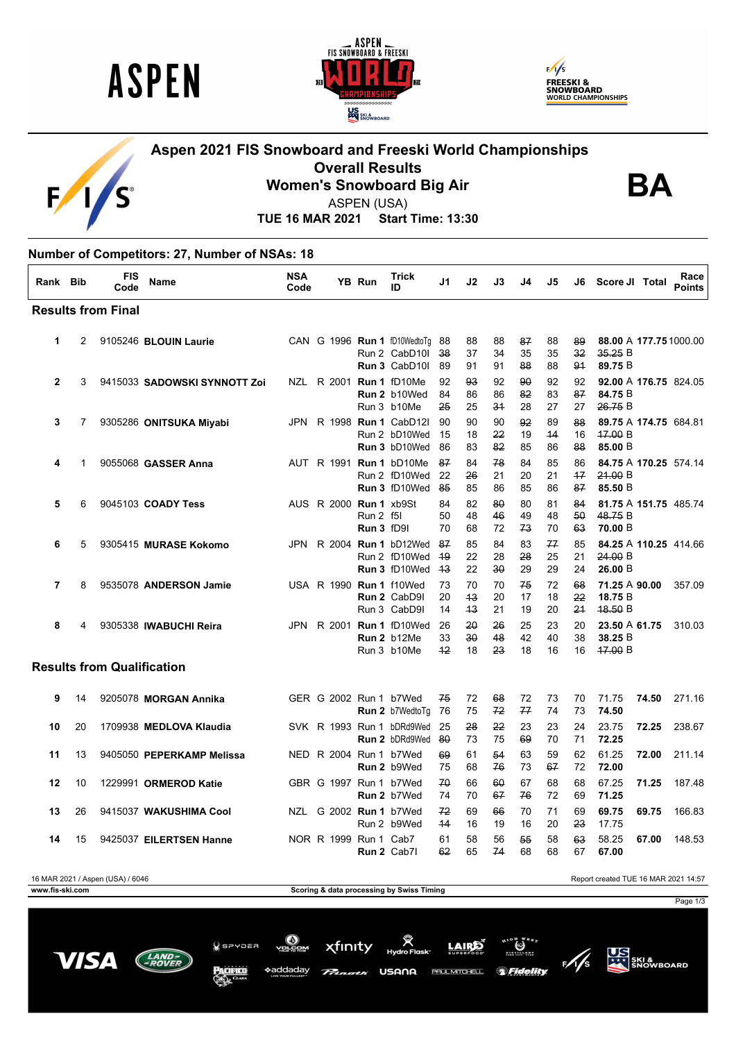# Aspen 2021 FIS Snowboard and Freeski World Championships

## Overall Results

## Women's Snowboard Big Air

ASPEN (USA)

**TUE 16 MAR 2021 Start Time: 13:30**

**BA**

### Number of Competitors: 27, Number of NSAs: 18

| Rank | Bib | FIS Code | Name | NSA Code | YB | Run | Trick ID | J1 | J2 | J3 | J4 | J5 | J6 | Score | JI | Total | Race Points |
|---|---|---|---|---|---|---|---|---|---|---|---|---|---|---|---|---|---|
| **Results from Final** | | | | | | | | | | | | | | | | | |
| 1 | 2 | 9105246 | **BLOUIN Laurie** | CAN | G 1996 | **Run 1** | fD10WedtoTg | 88 | 88 | 88 | ~~87~~ | 88 | ~~89~~ | **88.00** | A | **177.75** | 1000.00 |
| | | | | | | Run 2 | CabD10l | ~~38~~ | 37 | 34 | 35 | 35 | ~~32~~ | ~~35.25~~ | B | | |
| | | | | | | **Run 3** | CabD10l | 89 | 91 | 91 | ~~88~~ | 88 | ~~91~~ | **89.75** | B | | |
| 2 | 3 | 9415033 | **SADOWSKI SYNNOTT Zoi** | NZL | R 2001 | **Run 1** | fD10Me | 92 | ~~93~~ | 92 | ~~90~~ | 92 | 92 | **92.00** | A | **176.75** | 824.05 |
| | | | | | | **Run 2** | b10Wed | 84 | 86 | 86 | ~~82~~ | 83 | ~~87~~ | **84.75** | B | | |
| | | | | | | Run 3 | b10Me | ~~25~~ | 25 | ~~31~~ | 28 | 27 | 27 | ~~26.75~~ | B | | |
| 3 | 7 | 9305286 | **ONITSUKA Miyabi** | JPN | R 1998 | **Run 1** | CabD12l | 90 | 90 | 90 | ~~92~~ | 89 | ~~88~~ | **89.75** | A | **174.75** | 684.81 |
| | | | | | | Run 2 | bD10Wed | 15 | 18 | ~~22~~ | 19 | ~~14~~ | 16 | ~~17.00~~ | B | | |
| | | | | | | **Run 3** | bD10Wed | 86 | 83 | ~~82~~ | 85 | 86 | ~~88~~ | **85.00** | B | | |
| 4 | 1 | 9055068 | **GASSER Anna** | AUT | R 1991 | **Run 1** | bD10Me | ~~87~~ | 84 | ~~78~~ | 84 | 85 | 86 | **84.75** | A | **170.25** | 574.14 |
| | | | | | | Run 2 | fD10Wed | 22 | ~~26~~ | 21 | 20 | 21 | ~~17~~ | ~~21.00~~ | B | | |
| | | | | | | **Run 3** | fD10Wed | ~~85~~ | 85 | 86 | 85 | 86 | ~~87~~ | **85.50** | B | | |
| 5 | 6 | 9045103 | **COADY Tess** | AUS | R 2000 | **Run 1** | xb9St | 84 | 82 | ~~80~~ | 80 | 81 | ~~84~~ | **81.75** | A | **151.75** | 485.74 |
| | | | | | | Run 2 | f5l | 50 | 48 | ~~46~~ | 49 | 48 | ~~50~~ | ~~48.75~~ | B | | |
| | | | | | | **Run 3** | fD9l | 70 | 68 | 72 | ~~73~~ | 70 | ~~63~~ | **70.00** | B | | |
| 6 | 5 | 9305415 | **MURASE Kokomo** | JPN | R 2004 | **Run 1** | bD12Wed | ~~87~~ | 85 | 84 | 83 | ~~77~~ | 85 | **84.25** | A | **110.25** | 414.66 |
| | | | | | | Run 2 | fD10Wed | ~~19~~ | 22 | 28 | ~~28~~ | 25 | 21 | ~~24.00~~ | B | | |
| | | | | | | **Run 3** | fD10Wed | ~~13~~ | 22 | ~~30~~ | 29 | 29 | 24 | **26.00** | B | | |
| 7 | 8 | 9535078 | **ANDERSON Jamie** | USA | R 1990 | **Run 1** | f10Wed | 73 | 70 | 70 | ~~75~~ | 72 | ~~68~~ | **71.25** | A | **90.00** | 357.09 |
| | | | | | | **Run 2** | CabD9l | 20 | ~~13~~ | 20 | 17 | 18 | ~~22~~ | **18.75** | B | | |
| | | | | | | Run 3 | CabD9l | 14 | ~~13~~ | 21 | 19 | 20 | ~~21~~ | ~~18.50~~ | B | | |
| 8 | 4 | 9305338 | **IWABUCHI Reira** | JPN | R 2001 | **Run 1** | fD10Wed | 26 | ~~20~~ | ~~26~~ | 25 | 23 | 20 | **23.50** | A | **61.75** | 310.03 |
| | | | | | | **Run 2** | b12Me | 33 | ~~30~~ | ~~48~~ | 42 | 40 | 38 | **38.25** | B | | |
| | | | | | | Run 3 | b10Me | ~~12~~ | 18 | ~~23~~ | 18 | 16 | 16 | ~~17.00~~ | B | | |
| **Results from Qualification** | | | | | | | | | | | | | | | | | |
| 9 | 14 | 9205078 | **MORGAN Annika** | GER | G 2002 | Run 1 | b7Wed | ~~75~~ | 72 | ~~68~~ | 72 | 73 | 70 | 71.75 | | **74.50** | 271.16 |
| | | | | | | **Run 2** | b7WedtoTg | 76 | 75 | ~~72~~ | ~~77~~ | 74 | 73 | **74.50** | | | |
| 10 | 20 | 1709938 | **MEDLOVA Klaudia** | SVK | R 1993 | Run 1 | bDRd9Wed | 25 | ~~28~~ | ~~22~~ | 23 | 23 | 24 | 23.75 | | **72.25** | 238.67 |
| | | | | | | **Run 2** | bDRd9Wed | ~~80~~ | 73 | 75 | ~~69~~ | 70 | 71 | **72.25** | | | |
| 11 | 13 | 9405050 | **PEPERKAMP Melissa** | NED | R 2004 | Run 1 | b7Wed | ~~69~~ | 61 | ~~54~~ | 63 | 59 | 62 | 61.25 | | **72.00** | 211.14 |
| | | | | | | **Run 2** | b9Wed | 75 | 68 | ~~76~~ | 73 | ~~67~~ | 72 | **72.00** | | | |
| 12 | 10 | 1229991 | **ORMEROD Katie** | GBR | G 1997 | Run 1 | b7Wed | ~~70~~ | 66 | ~~60~~ | 67 | 68 | 68 | 67.25 | | **71.25** | 187.48 |
| | | | | | | **Run 2** | b7Wed | 74 | 70 | ~~67~~ | ~~76~~ | 72 | 69 | **71.25** | | | |
| 13 | 26 | 9415037 | **WAKUSHIMA Cool** | NZL | G 2002 | **Run 1** | b7Wed | ~~72~~ | 69 | ~~66~~ | 70 | 71 | 69 | **69.75** | | **69.75** | 166.83 |
| | | | | | | Run 2 | b9Wed | ~~14~~ | 16 | 19 | 16 | 20 | ~~23~~ | 17.75 | | | |
| 14 | 15 | 9425037 | **EILERTSEN Hanne** | NOR | R 1999 | Run 1 | Cab7 | 61 | 58 | 56 | ~~55~~ | 58 | ~~63~~ | 58.25 | | **67.00** | 148.53 |
| | | | | | | **Run 2** | Cab7l | ~~62~~ | 65 | ~~74~~ | 68 | 68 | 67 | **67.00** | | | |

16 MAR 2021 / Aspen (USA) / 6046

Report created TUE 16 MAR 2021 14:57

www.fis-ski.com

Scoring & data processing by Swiss Timing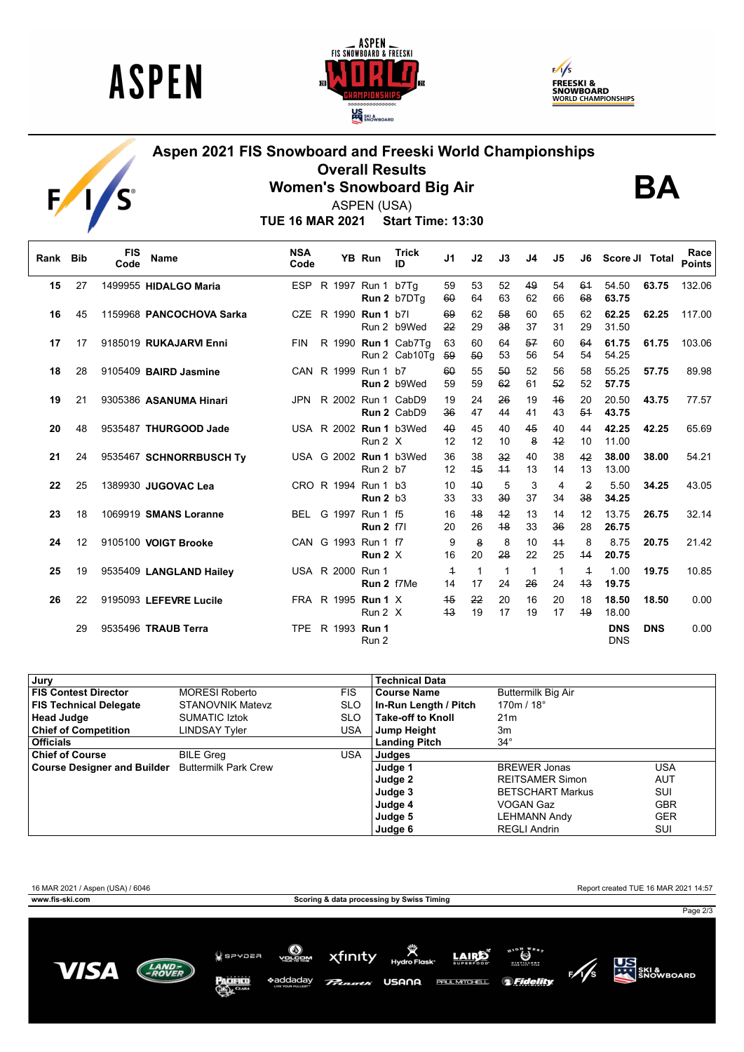# Aspen 2021 FIS Snowboard and Freeski World Championships

## Overall Results

## Women's Snowboard Big Air

**BA**

ASPEN (USA)

**TUE 16 MAR 2021** **Start Time: 13:30**

| Rank | Bib | FIS Code | Name | NSA Code | | YB | Run | Trick ID | J1 | J2 | J3 | J4 | J5 | J6 | Score JI | Total | Race Points |
|---|---|---|---|---|---|---|---|---|---|---|---|---|---|---|---|---|---|
| 15 | 27 | 1499955 | **HIDALGO Maria** | ESP | R | 1997 | Run 1 | b7Tg | 59 | 53 | 52 | ~~49~~ | 54 | ~~61~~ | 54.50 | **63.75** | 132.06 |
| | | | | | | | **Run 2** | b7DTg | ~~60~~ | 64 | 63 | 62 | 66 | ~~68~~ | **63.75** | | |
| 16 | 45 | 1159968 | **PANCOCHOVA Sarka** | CZE | R | 1990 | **Run 1** | b7l | ~~69~~ | 62 | ~~58~~ | 60 | 65 | 62 | **62.25** | **62.25** | 117.00 |
| | | | | | | | Run 2 | b9Wed | ~~22~~ | 29 | ~~38~~ | 37 | 31 | 29 | 31.50 | | |
| 17 | 17 | 9185019 | **RUKAJARVI Enni** | FIN | R | 1990 | **Run 1** | Cab7Tg | 63 | 60 | 64 | ~~57~~ | 60 | ~~64~~ | **61.75** | **61.75** | 103.06 |
| | | | | | | | Run 2 | Cab10Tg | ~~59~~ | ~~50~~ | 53 | 56 | 54 | 54 | 54.25 | | |
| 18 | 28 | 9105409 | **BAIRD Jasmine** | CAN | R | 1999 | Run 1 | b7 | ~~60~~ | 55 | ~~50~~ | 52 | 56 | 58 | 55.25 | **57.75** | 89.98 |
| | | | | | | | **Run 2** | b9Wed | 59 | 59 | ~~62~~ | 61 | ~~52~~ | 52 | **57.75** | | |
| 19 | 21 | 9305386 | **ASANUMA Hinari** | JPN | R | 2002 | Run 1 | CabD9 | 19 | 24 | ~~26~~ | 19 | ~~16~~ | 20 | 20.50 | **43.75** | 77.57 |
| | | | | | | | **Run 2** | CabD9 | ~~36~~ | 47 | 44 | 41 | 43 | ~~51~~ | **43.75** | | |
| 20 | 48 | 9535487 | **THURGOOD Jade** | USA | R | 2002 | **Run 1** | b3Wed | ~~40~~ | 45 | 40 | ~~45~~ | 40 | 44 | **42.25** | **42.25** | 65.69 |
| | | | | | | | Run 2 | X | 12 | 12 | 10 | ~~8~~ | ~~12~~ | 10 | 11.00 | | |
| 21 | 24 | 9535467 | **SCHNORRBUSCH Ty** | USA | G | 2002 | **Run 1** | b3Wed | 36 | 38 | ~~32~~ | 40 | 38 | ~~42~~ | **38.00** | **38.00** | 54.21 |
| | | | | | | | Run 2 | b7 | 12 | ~~15~~ | ~~11~~ | 13 | 14 | 13 | 13.00 | | |
| 22 | 25 | 1389930 | **JUGOVAC Lea** | CRO | R | 1994 | Run 1 | b3 | 10 | ~~10~~ | 5 | 3 | 4 | ~~2~~ | 5.50 | **34.25** | 43.05 |
| | | | | | | | **Run 2** | b3 | 33 | 33 | ~~30~~ | 37 | 34 | ~~38~~ | **34.25** | | |
| 23 | 18 | 1069919 | **SMANS Loranne** | BEL | G | 1997 | Run 1 | f5 | 16 | ~~18~~ | ~~12~~ | 13 | 14 | 12 | 13.75 | **26.75** | 32.14 |
| | | | | | | | **Run 2** | f7l | 20 | 26 | ~~18~~ | 33 | ~~36~~ | 28 | **26.75** | | |
| 24 | 12 | 9105100 | **VOIGT Brooke** | CAN | G | 1993 | Run 1 | f7 | 9 | ~~8~~ | 8 | 10 | ~~11~~ | 8 | 8.75 | **20.75** | 21.42 |
| | | | | | | | **Run 2** | X | 16 | 20 | ~~28~~ | 22 | 25 | ~~14~~ | **20.75** | | |
| 25 | 19 | 9535409 | **LANGLAND Hailey** | USA | R | 2000 | Run 1 | | ~~1~~ | 1 | 1 | 1 | 1 | ~~1~~ | 1.00 | **19.75** | 10.85 |
| | | | | | | | **Run 2** | f7Me | 14 | 17 | 24 | ~~26~~ | 24 | ~~13~~ | **19.75** | | |
| 26 | 22 | 9195093 | **LEFEVRE Lucile** | FRA | R | 1995 | **Run 1** | X | ~~15~~ | ~~22~~ | 20 | 16 | 20 | 18 | **18.50** | **18.50** | 0.00 |
| | | | | | | | Run 2 | X | ~~13~~ | 19 | 17 | 19 | 17 | ~~19~~ | 18.00 | | |
| | 29 | 9535496 | **TRAUB Terra** | TPE | R | 1993 | **Run 1** | | | | | | | | **DNS** | **DNS** | 0.00 |
| | | | | | | | Run 2 | | | | | | | | DNS | | |

| Jury | | |
|---|---|---|
| **FIS Contest Director** | MORESI Roberto | FIS |
| **FIS Technical Delegate** | STANOVNIK Matevz | SLO |
| **Head Judge** | SUMATIC Iztok | SLO |
| **Chief of Competition** | LINDSAY Tyler | USA |
| **Officials** | | |
| **Chief of Course** | BILE Greg | USA |
| **Course Designer and Builder** | Buttermilk Park Crew | |

| Technical Data | | |
|---|---|---|
| **Course Name** | Buttermilk Big Air | |
| **In-Run Length / Pitch** | 170m / 18° | |
| **Take-off to Knoll** | 21m | |
| **Jump Height** | 3m | |
| **Landing Pitch** | 34° | |
| **Judges** | | |
| **Judge 1** | BREWER Jonas | USA |
| **Judge 2** | REITSAMER Simon | AUT |
| **Judge 3** | BETSCHART Markus | SUI |
| **Judge 4** | VOGAN Gaz | GBR |
| **Judge 5** | LEHMANN Andy | GER |
| **Judge 6** | REGLI Andrin | SUI |

16 MAR 2021 / Aspen (USA) / 6046 — Report created TUE 16 MAR 2021 14:57

www.fis-ski.com — Scoring & data processing by Swiss Timing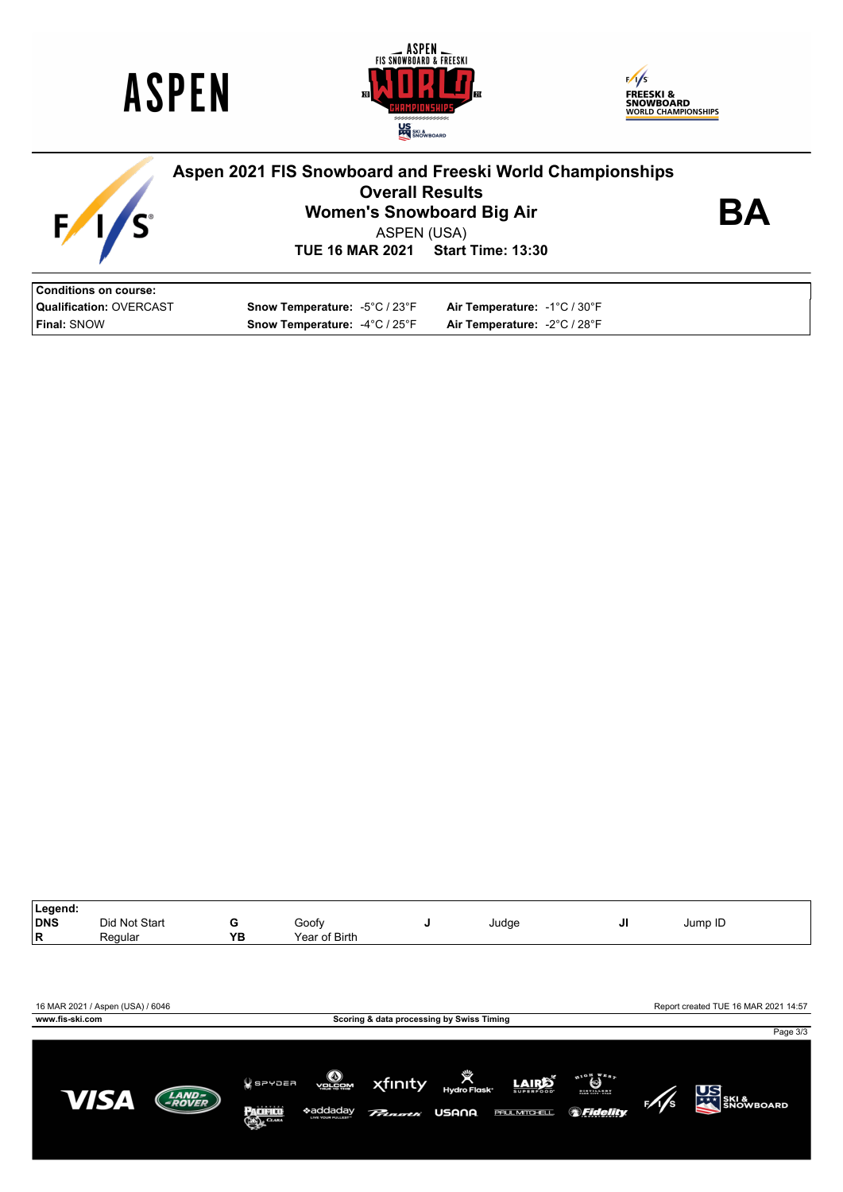# Aspen 2021 FIS Snowboard and Freeski World Championships

## Overall Results

## Women's Snowboard Big Air

ASPEN (USA)

**TUE 16 MAR 2021 Start Time: 13:30**

**BA**

| Conditions on course: | | |
|---|---|---|
| **Qualification:** OVERCAST | **Snow Temperature:** -5°C / 23°F | **Air Temperature:** -1°C / 30°F |
| **Final:** SNOW | **Snow Temperature:** -4°C / 25°F | **Air Temperature:** -2°C / 28°F |

**Legend:**

| | | | | | | | |
|---|---|---|---|---|---|---|---|
| **DNS** | Did Not Start | **G** | Goofy | **J** | Judge | **JI** | Jump ID |
| **R** | Regular | **YB** | Year of Birth | | | | |

16 MAR 2021 / Aspen (USA) / 6046

Report created TUE 16 MAR 2021 14:57

www.fis-ski.com

Scoring & data processing by Swiss Timing